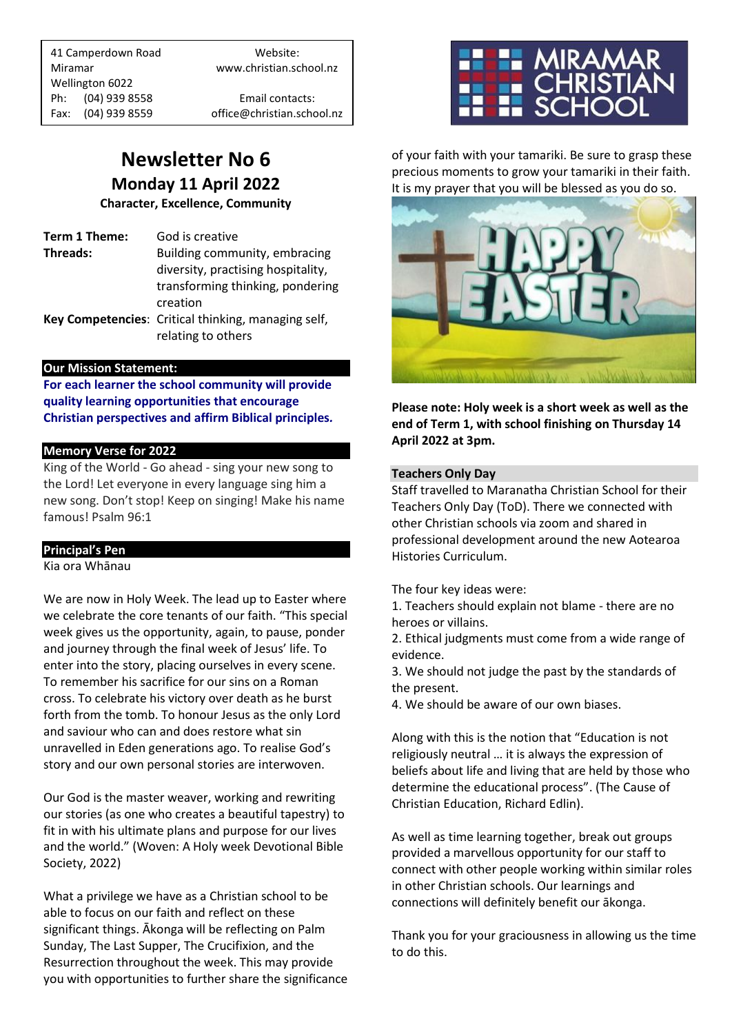41 Camperdown Road
Miramar
Wellington 6022
Ph: (04) 939 8558
Fax: (04) 939 8559

Website:
www.christian.school.nz

Email contacts:
office@christian.school.nz

# Newsletter No 6

## Monday 11 April 2022

**Character, Excellence, Community**

**Term 1 Theme:** God is creative

**Threads:** Building community, embracing diversity, practising hospitality, transforming thinking, pondering creation

**Key Competencies**: Critical thinking, managing self, relating to others

### Our Mission Statement:

**For each learner the school community will provide quality learning opportunities that encourage Christian perspectives and affirm Biblical principles.**

### Memory Verse for 2022

King of the World - Go ahead - sing your new song to the Lord! Let everyone in every language sing him a new song. Don't stop! Keep on singing! Make his name famous! Psalm 96:1

### Principal's Pen

Kia ora Whānau

We are now in Holy Week. The lead up to Easter where we celebrate the core tenants of our faith. "This special week gives us the opportunity, again, to pause, ponder and journey through the final week of Jesus' life. To enter into the story, placing ourselves in every scene. To remember his sacrifice for our sins on a Roman cross. To celebrate his victory over death as he burst forth from the tomb. To honour Jesus as the only Lord and saviour who can and does restore what sin unravelled in Eden generations ago. To realise God's story and our own personal stories are interwoven.

Our God is the master weaver, working and rewriting our stories (as one who creates a beautiful tapestry) to fit in with his ultimate plans and purpose for our lives and the world." (Woven: A Holy week Devotional Bible Society, 2022)

What a privilege we have as a Christian school to be able to focus on our faith and reflect on these significant things. Ākonga will be reflecting on Palm Sunday, The Last Supper, The Crucifixion, and the Resurrection throughout the week. This may provide you with opportunities to further share the significance of your faith with your tamariki. Be sure to grasp these precious moments to grow your tamariki in their faith. It is my prayer that you will be blessed as you do so.

**Please note: Holy week is a short week as well as the end of Term 1, with school finishing on Thursday 14 April 2022 at 3pm.**

### Teachers Only Day

Staff travelled to Maranatha Christian School for their Teachers Only Day (ToD). There we connected with other Christian schools via zoom and shared in professional development around the new Aotearoa Histories Curriculum.

The four key ideas were:

1. Teachers should explain not blame - there are no heroes or villains.
2. Ethical judgments must come from a wide range of evidence.
3. We should not judge the past by the standards of the present.
4. We should be aware of our own biases.

Along with this is the notion that "Education is not religiously neutral … it is always the expression of beliefs about life and living that are held by those who determine the educational process". (The Cause of Christian Education, Richard Edlin).

As well as time learning together, break out groups provided a marvellous opportunity for our staff to connect with other people working within similar roles in other Christian schools. Our learnings and connections will definitely benefit our ākonga.

Thank you for your graciousness in allowing us the time to do this.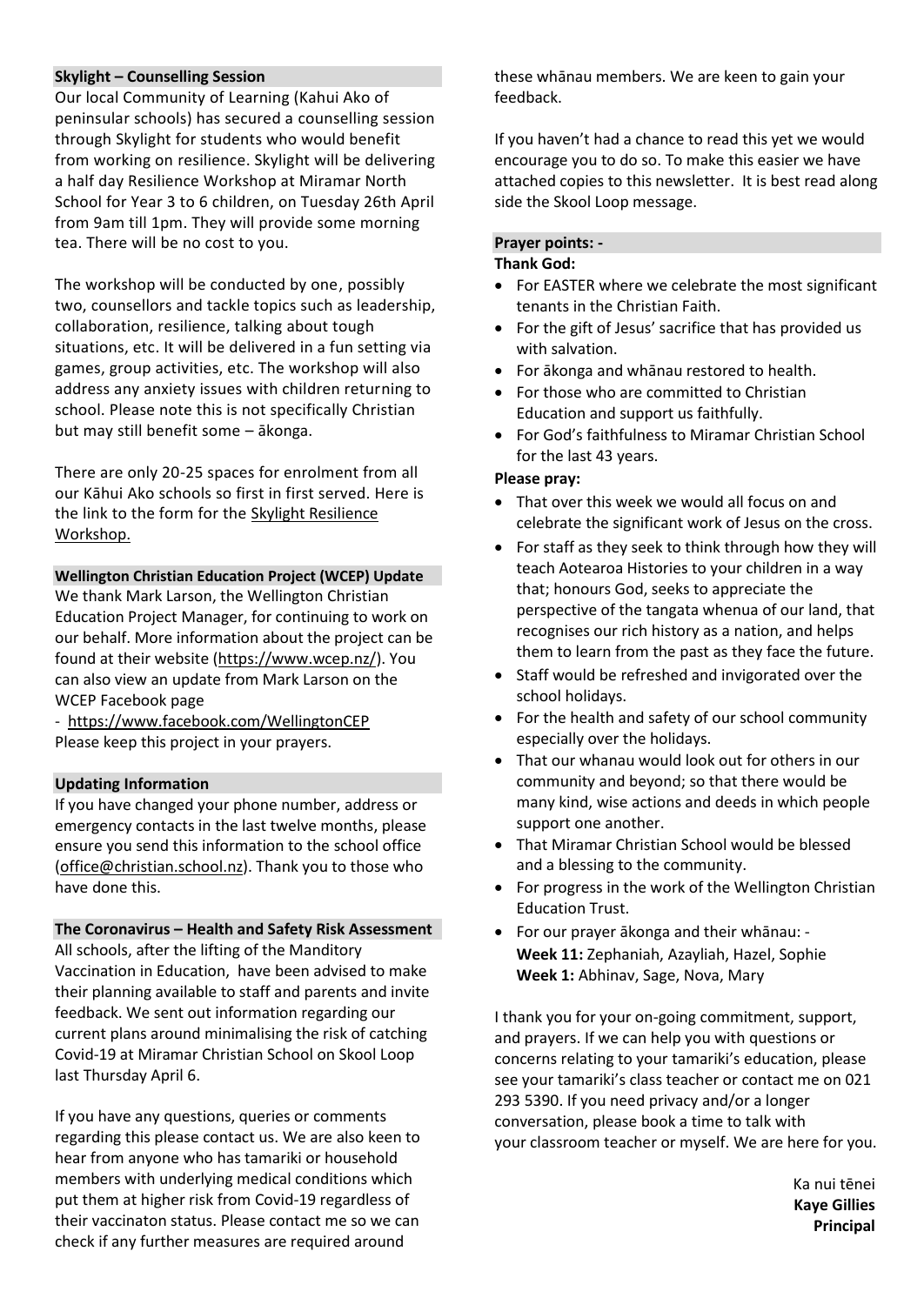## Skylight – Counselling Session

Our local Community of Learning (Kahui Ako of peninsular schools) has secured a counselling session through Skylight for students who would benefit from working on resilience. Skylight will be delivering a half day Resilience Workshop at Miramar North School for Year 3 to 6 children, on Tuesday 26th April from 9am till 1pm. They will provide some morning tea. There will be no cost to you.

The workshop will be conducted by one, possibly two, counsellors and tackle topics such as leadership, collaboration, resilience, talking about tough situations, etc. It will be delivered in a fun setting via games, group activities, etc. The workshop will also address any anxiety issues with children returning to school. Please note this is not specifically Christian but may still benefit some – ākonga.

There are only 20-25 spaces for enrolment from all our Kāhui Ako schools so first in first served. Here is the link to the form for the Skylight Resilience Workshop.

## Wellington Christian Education Project (WCEP) Update

We thank Mark Larson, the Wellington Christian Education Project Manager, for continuing to work on our behalf. More information about the project can be found at their website (https://www.wcep.nz/). You can also view an update from Mark Larson on the WCEP Facebook page

- https://www.facebook.com/WellingtonCEP

Please keep this project in your prayers.

## Updating Information

If you have changed your phone number, address or emergency contacts in the last twelve months, please ensure you send this information to the school office (office@christian.school.nz). Thank you to those who have done this.

## The Coronavirus – Health and Safety Risk Assessment

All schools, after the lifting of the Manditory Vaccination in Education, have been advised to make their planning available to staff and parents and invite feedback. We sent out information regarding our current plans around minimalising the risk of catching Covid-19 at Miramar Christian School on Skool Loop last Thursday April 6.

If you have any questions, queries or comments regarding this please contact us. We are also keen to hear from anyone who has tamariki or household members with underlying medical conditions which put them at higher risk from Covid-19 regardless of their vaccinaton status. Please contact me so we can check if any further measures are required around these whānau members. We are keen to gain your feedback.

If you haven't had a chance to read this yet we would encourage you to do so. To make this easier we have attached copies to this newsletter. It is best read along side the Skool Loop message.

## Prayer points: -

**Thank God:**

- For EASTER where we celebrate the most significant tenants in the Christian Faith.
- For the gift of Jesus' sacrifice that has provided us with salvation.
- For ākonga and whānau restored to health.
- For those who are committed to Christian Education and support us faithfully.
- For God's faithfulness to Miramar Christian School for the last 43 years.

**Please pray:**

- That over this week we would all focus on and celebrate the significant work of Jesus on the cross.
- For staff as they seek to think through how they will teach Aotearoa Histories to your children in a way that; honours God, seeks to appreciate the perspective of the tangata whenua of our land, that recognises our rich history as a nation, and helps them to learn from the past as they face the future.
- Staff would be refreshed and invigorated over the school holidays.
- For the health and safety of our school community especially over the holidays.
- That our whanau would look out for others in our community and beyond; so that there would be many kind, wise actions and deeds in which people support one another.
- That Miramar Christian School would be blessed and a blessing to the community.
- For progress in the work of the Wellington Christian Education Trust.
- For our prayer ākonga and their whānau: -
  **Week 11:** Zephaniah, Azayliah, Hazel, Sophie
  **Week 1:** Abhinav, Sage, Nova, Mary

I thank you for your on-going commitment, support, and prayers. If we can help you with questions or concerns relating to your tamariki's education, please see your tamariki's class teacher or contact me on 021 293 5390. If you need privacy and/or a longer conversation, please book a time to talk with your classroom teacher or myself. We are here for you.

Ka nui tēnei
**Kaye Gillies**
**Principal**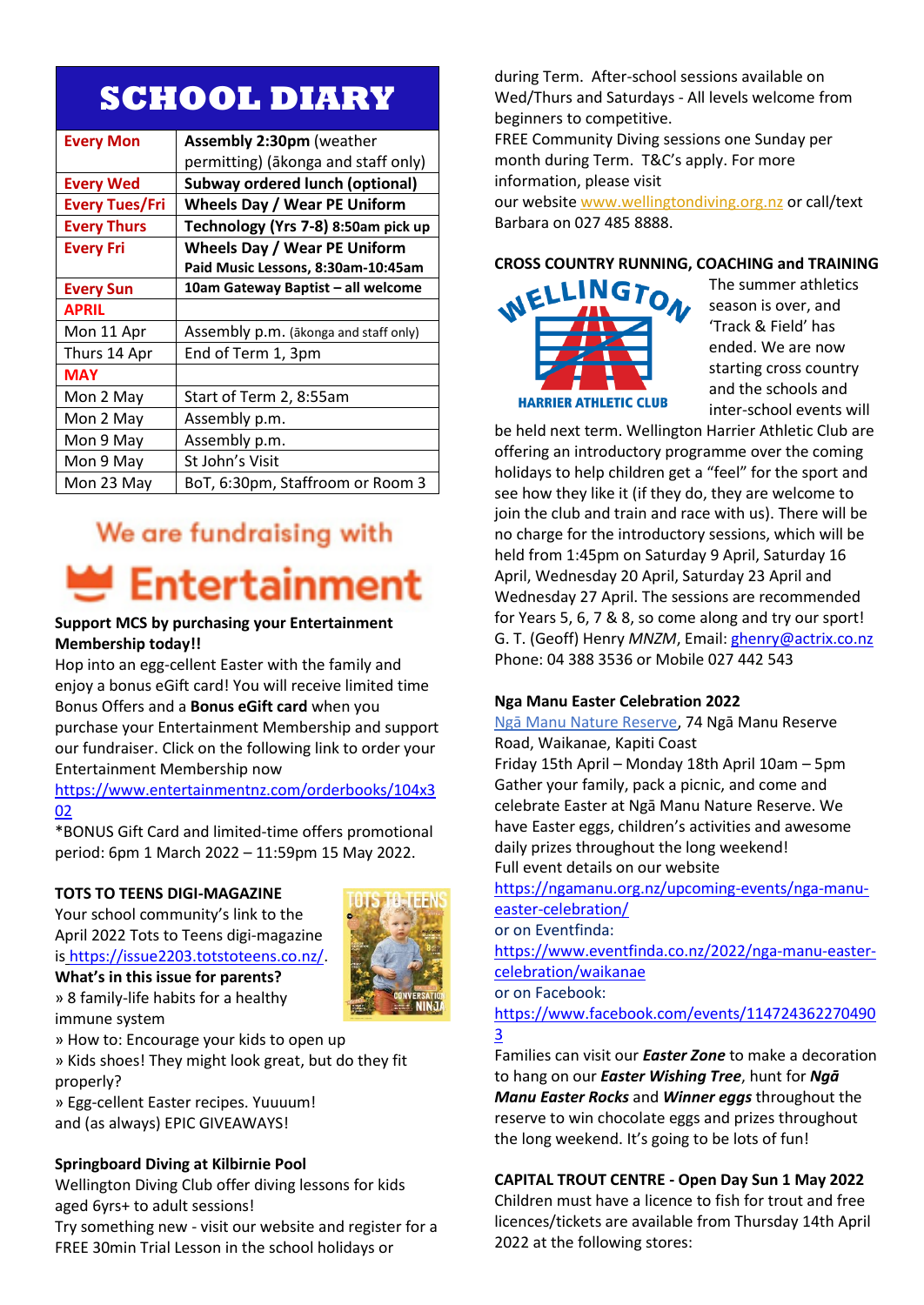# SCHOOL DIARY

| | |
|---|---|
| **Every Mon** | **Assembly 2:30pm** (weather permitting) (ākonga and staff only) |
| **Every Wed** | **Subway ordered lunch (optional)** |
| **Every Tues/Fri** | **Wheels Day / Wear PE Uniform** |
| **Every Thurs** | **Technology (Yrs 7-8) 8:50am pick up** |
| **Every Fri** | **Wheels Day / Wear PE Uniform** **Paid Music Lessons, 8:30am-10:45am** |
| **Every Sun** | **10am Gateway Baptist – all welcome** |
| **APRIL** | |
| Mon 11 Apr | Assembly p.m. (ākonga and staff only) |
| Thurs 14 Apr | End of Term 1, 3pm |
| **MAY** | |
| Mon 2 May | Start of Term 2, 8:55am |
| Mon 2 May | Assembly p.m. |
| Mon 9 May | Assembly p.m. |
| Mon 9 May | St John's Visit |
| Mon 23 May | BoT, 6:30pm, Staffroom or Room 3 |

## We are fundraising with Entertainment

**Support MCS by purchasing your Entertainment Membership today!!**

Hop into an egg-cellent Easter with the family and enjoy a bonus eGift card! You will receive limited time Bonus Offers and a **Bonus eGift card** when you purchase your Entertainment Membership and support our fundraiser. Click on the following link to order your Entertainment Membership now

https://www.entertainmentnz.com/orderbooks/104x302

*BONUS Gift Card and limited-time offers promotional period: 6pm 1 March 2022 – 11:59pm 15 May 2022.

**TOTS TO TEENS DIGI-MAGAZINE**

Your school community's link to the April 2022 Tots to Teens digi-magazine is https://issue2203.totstoteens.co.nz/.

**What's in this issue for parents?**

» 8 family-life habits for a healthy immune system
» How to: Encourage your kids to open up
» Kids shoes! They might look great, but do they fit properly?
» Egg-cellent Easter recipes. Yuuuum!
and (as always) EPIC GIVEAWAYS!

**Springboard Diving at Kilbirnie Pool**

Wellington Diving Club offer diving lessons for kids aged 6yrs+ to adult sessions!

Try something new - visit our website and register for a FREE 30min Trial Lesson in the school holidays or during Term. After-school sessions available on Wed/Thurs and Saturdays - All levels welcome from beginners to competitive.

FREE Community Diving sessions one Sunday per month during Term. T&C's apply. For more information, please visit our website www.wellingtondiving.org.nz or call/text Barbara on 027 485 8888.

**CROSS COUNTRY RUNNING, COACHING and TRAINING**

WELLINGTON HARRIER ATHLETIC CLUB

The summer athletics season is over, and 'Track & Field' has ended. We are now starting cross country and the schools and inter-school events will be held next term. Wellington Harrier Athletic Club are offering an introductory programme over the coming holidays to help children get a "feel" for the sport and see how they like it (if they do, they are welcome to join the club and train and race with us). There will be no charge for the introductory sessions, which will be held from 1:45pm on Saturday 9 April, Saturday 16 April, Wednesday 20 April, Saturday 23 April and Wednesday 27 April. The sessions are recommended for Years 5, 6, 7 & 8, so come along and try our sport!

G. T. (Geoff) Henry *MNZM*, Email: ghenry@actrix.co.nz
Phone: 04 388 3536 or Mobile 027 442 543

**Nga Manu Easter Celebration 2022**

Ngā Manu Nature Reserve, 74 Ngā Manu Reserve Road, Waikanae, Kapiti Coast

Friday 15th April – Monday 18th April 10am – 5pm

Gather your family, pack a picnic, and come and celebrate Easter at Ngā Manu Nature Reserve. We have Easter eggs, children's activities and awesome daily prizes throughout the long weekend!

Full event details on our website
https://ngamanu.org.nz/upcoming-events/nga-manu-easter-celebration/
or on Eventfinda:
https://www.eventfinda.co.nz/2022/nga-manu-easter-celebration/waikanae
or on Facebook:
https://www.facebook.com/events/1147243622704903

Families can visit our ***Easter Zone*** to make a decoration to hang on our ***Easter Wishing Tree***, hunt for ***Ngā Manu Easter Rocks*** and ***Winner eggs*** throughout the reserve to win chocolate eggs and prizes throughout the long weekend. It's going to be lots of fun!

**CAPITAL TROUT CENTRE - Open Day Sun 1 May 2022**

Children must have a licence to fish for trout and free licences/tickets are available from Thursday 14th April 2022 at the following stores: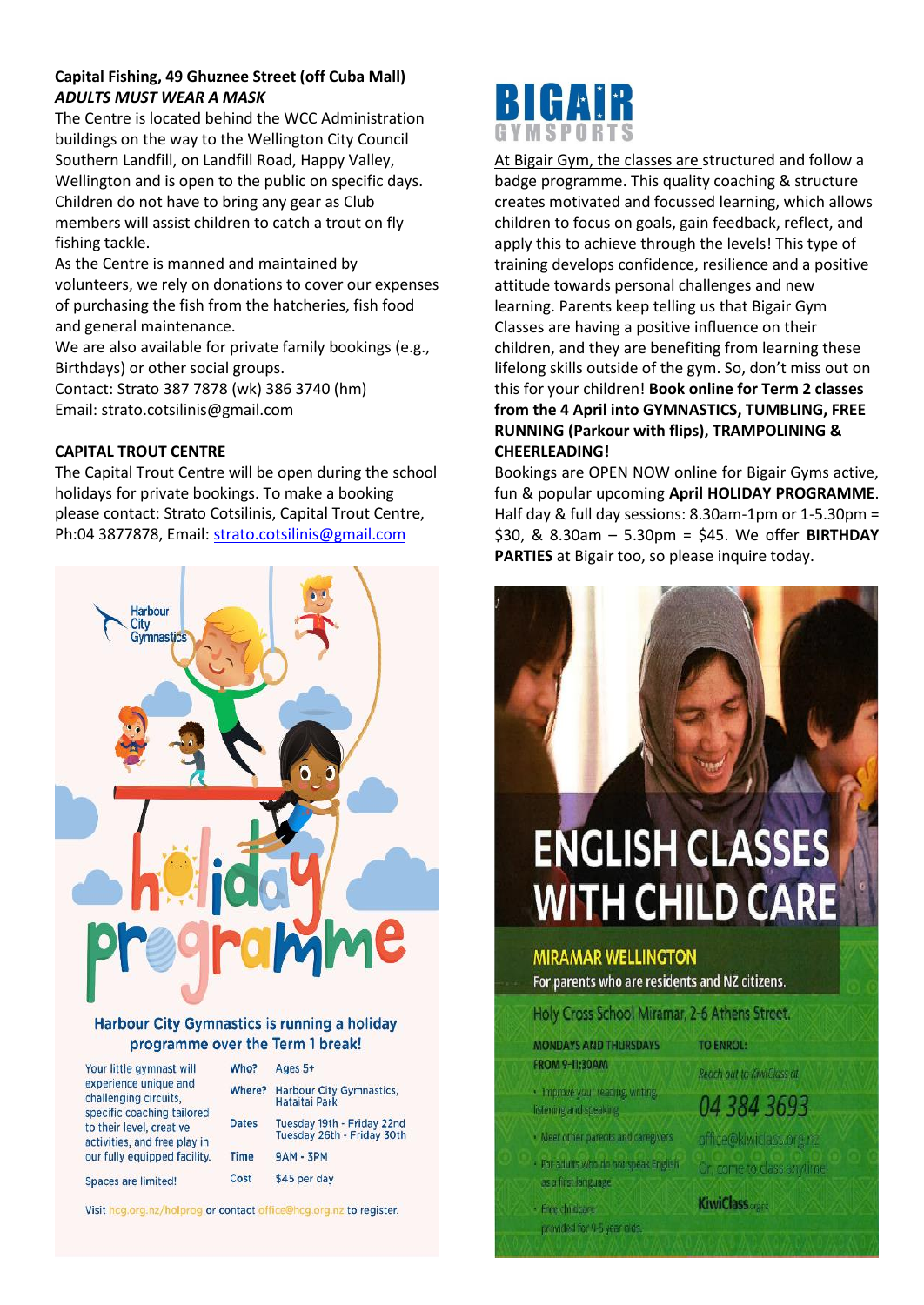**Capital Fishing, 49 Ghuznee Street (off Cuba Mall)**
***ADULTS MUST WEAR A MASK***

The Centre is located behind the WCC Administration buildings on the way to the Wellington City Council Southern Landfill, on Landfill Road, Happy Valley, Wellington and is open to the public on specific days. Children do not have to bring any gear as Club members will assist children to catch a trout on fly fishing tackle.

As the Centre is manned and maintained by volunteers, we rely on donations to cover our expenses of purchasing the fish from the hatcheries, fish food and general maintenance.

We are also available for private family bookings (e.g., Birthdays) or other social groups.

Contact: Strato 387 7878 (wk) 386 3740 (hm)
Email: strato.cotsilinis@gmail.com

**CAPITAL TROUT CENTRE**

The Capital Trout Centre will be open during the school holidays for private bookings. To make a booking please contact: Strato Cotsilinis, Capital Trout Centre, Ph:04 3877878, Email: strato.cotsilinis@gmail.com

Harbour City Gymnastics

holiday programme

**Harbour City Gymnastics is running a holiday programme over the Term 1 break!**

Your little gymnast will experience unique and challenging circuits, specific coaching tailored to their level, creative activities, and free play in our fully equipped facility.

Spaces are limited!

| | |
|---|---|
| Who? | Ages 5+ |
| Where? | Harbour City Gymnastics, Hataitai Park |
| Dates | Tuesday 19th - Friday 22nd<br>Tuesday 26th - Friday 30th |
| Time | 9AM - 3PM |
| Cost | $45 per day |

Visit hcg.org.nz/holprog or contact office@hcg.org.nz to register.

**BIGAIR GYMSPORTS**

At Bigair Gym, the classes are structured and follow a badge programme. This quality coaching & structure creates motivated and focussed learning, which allows children to focus on goals, gain feedback, reflect, and apply this to achieve through the levels! This type of training develops confidence, resilience and a positive attitude towards personal challenges and new learning. Parents keep telling us that Bigair Gym Classes are having a positive influence on their children, and they are benefiting from learning these lifelong skills outside of the gym. So, don't miss out on this for your children! **Book online for Term 2 classes from the 4 April into GYMNASTICS, TUMBLING, FREE RUNNING (Parkour with flips), TRAMPOLINING & CHEERLEADING!**

Bookings are OPEN NOW online for Bigair Gyms active, fun & popular upcoming **April HOLIDAY PROGRAMME**. Half day & full day sessions: 8.30am-1pm or 1-5.30pm = $30, & 8.30am – 5.30pm = $45. We offer **BIRTHDAY PARTIES** at Bigair too, so please inquire today.

**ENGLISH CLASSES WITH CHILD CARE**

**MIRAMAR WELLINGTON**

For parents who are residents and NZ citizens.

Holy Cross School Miramar, 2-6 Athens Street.

MONDAYS AND THURSDAYS FROM 9-11:30AM

- Improve your reading, writing, listening and speaking
- Meet other parents and caregivers
- For adults who do not speak English as a first language
- Free childcare provided for 0-5 year olds.

TO ENROL:

Reach out to KiwiClass at

04 384 3693

office@kiwiclass.org.nz

Or, come to class anytime!

KiwiClass.org.nz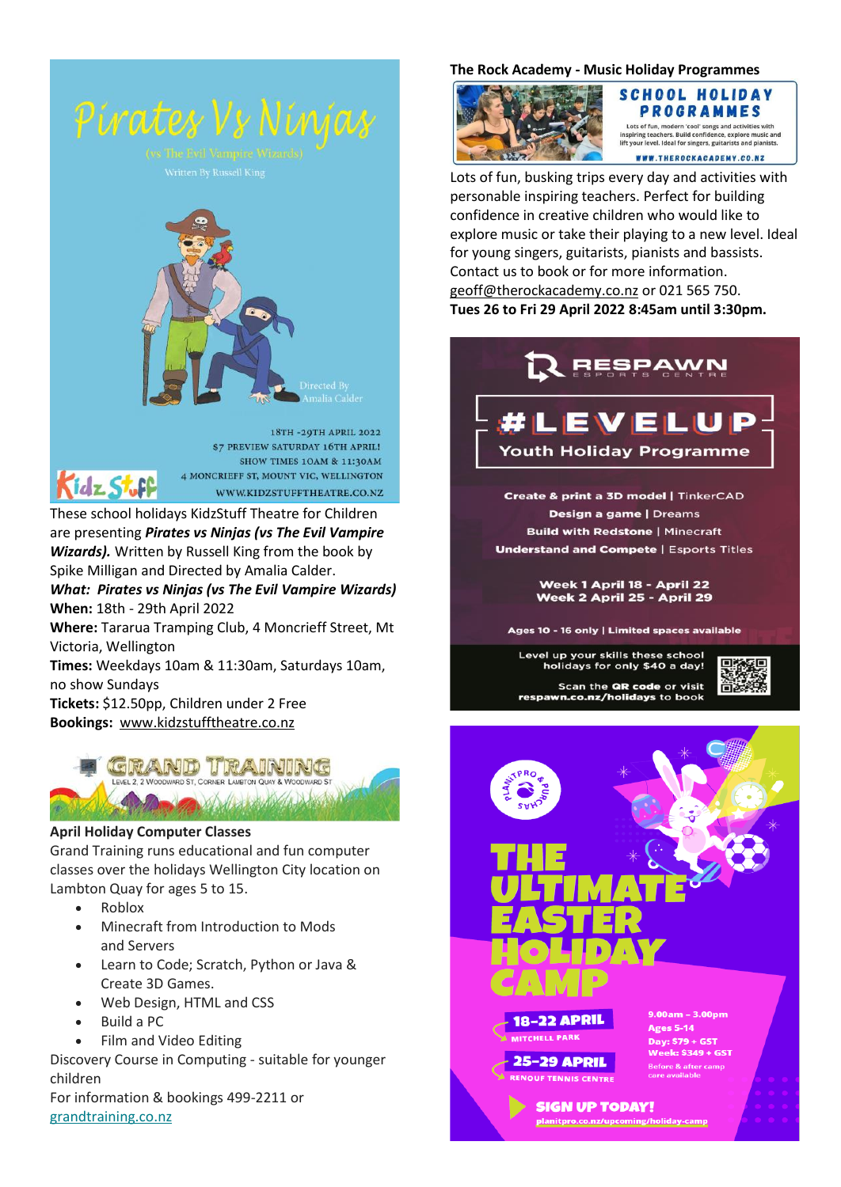# Pirates Vs Ninjas

(vs The Evil Vampire Wizards)

Written By Russell King

Directed By Amalia Calder

18TH -29TH APRIL 2022
$7 PREVIEW SATURDAY 16TH APRIL!
SHOW TIMES 10AM & 11:30AM
4 MONCRIEFF ST, MOUNT VIC, WELLINGTON
WWW.KIDZSTUFFTHEATRE.CO.NZ

Kidz Stuff

These school holidays KidzStuff Theatre for Children are presenting ***Pirates vs Ninjas (vs The Evil Vampire Wizards).*** Written by Russell King from the book by Spike Milligan and Directed by Amalia Calder.

***What: Pirates vs Ninjas (vs The Evil Vampire Wizards)***
**When:** 18th - 29th April 2022
**Where:** Tararua Tramping Club, 4 Moncrieff Street, Mt Victoria, Wellington
**Times:** Weekdays 10am & 11:30am, Saturdays 10am, no show Sundays
**Tickets:** $12.50pp, Children under 2 Free
**Bookings:** www.kidzstufftheatre.co.nz

GRAND TRAINING
LEVEL 2, 2 WOODWARD ST, CORNER LAMBTON QUAY & WOODWARD ST

**April Holiday Computer Classes**

Grand Training runs educational and fun computer classes over the holidays Wellington City location on Lambton Quay for ages 5 to 15.

- Roblox
- Minecraft from Introduction to Mods and Servers
- Learn to Code; Scratch, Python or Java & Create 3D Games.
- Web Design, HTML and CSS
- Build a PC
- Film and Video Editing

Discovery Course in Computing - suitable for younger children

For information & bookings 499-2211 or grandtraining.co.nz

**The Rock Academy - Music Holiday Programmes**

SCHOOL HOLIDAY PROGRAMMES

Lots of fun, modern 'cool' songs and activities with inspiring teachers. Build confidence, explore music and lift your level. Ideal for singers, guitarists and pianists.

WWW.THEROCKACADEMY.CO.NZ

Lots of fun, busking trips every day and activities with personable inspiring teachers. Perfect for building confidence in creative children who would like to explore music or take their playing to a new level. Ideal for young singers, guitarists, pianists and bassists. Contact us to book or for more information. geoff@therockacademy.co.nz or 021 565 750.
**Tues 26 to Fri 29 April 2022 8:45am until 3:30pm.**

RESPAWN ESPORTS CENTRE

#LEVELUP
Youth Holiday Programme

**Create & print a 3D model** | TinkerCAD
**Design a game** | Dreams
**Build with Redstone** | Minecraft
**Understand and Compete** | Esports Titles

**Week 1 April 18 - April 22**
**Week 2 April 25 - April 29**

**Ages 10 - 16 only | Limited spaces available**

Level up your skills these school holidays for only $40 a day!

Scan the **QR code** or visit **respawn.co.nz/holidays** to book

PLANITPRO & PURCHAS

# THE ULTIMATE EASTER HOLIDAY CAMP

**18-22 APRIL**
MITCHELL PARK

**25-29 APRIL**
RENOUF TENNIS CENTRE

9.00am – 3.00pm
Ages 5-14
Day: $79 + GST
Week: $349 + GST
Before & after camp care available

**SIGN UP TODAY!**
planitpro.co.nz/upcoming/holiday-camp